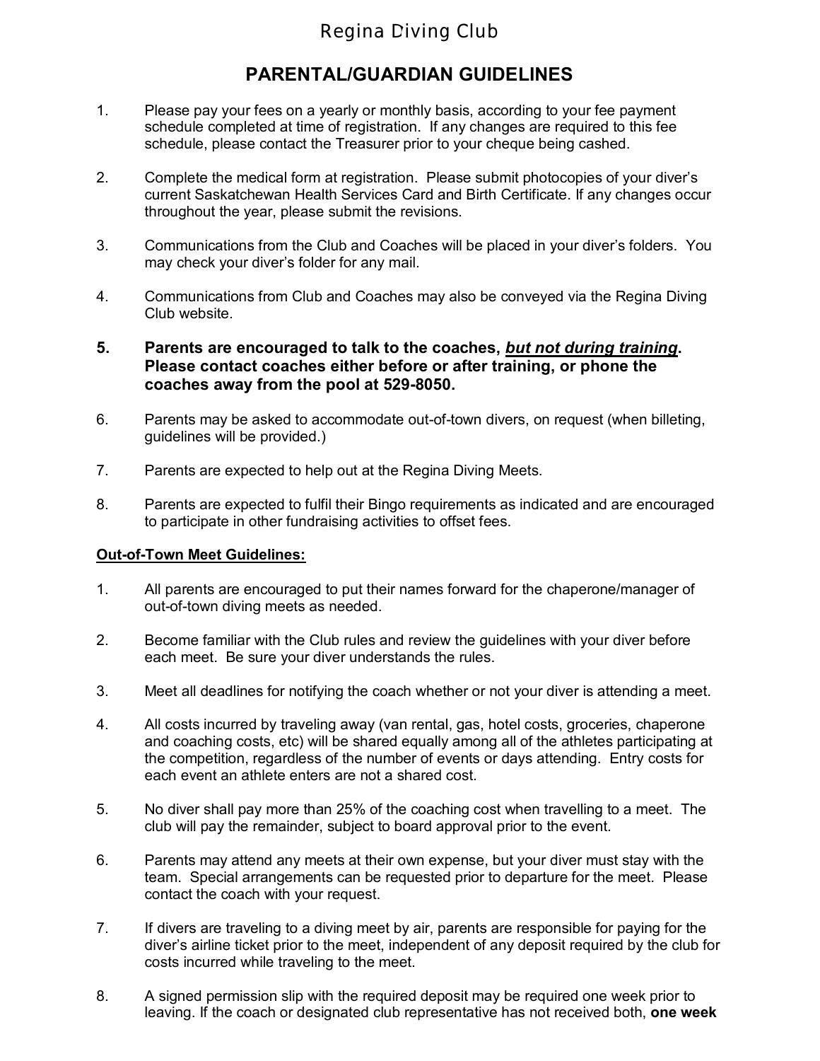# Regina Diving Club

## PARENTAL/GUARDIAN GUIDELINES

1. Please pay your fees on a yearly or monthly basis, according to your fee payment schedule completed at time of registration. If any changes are required to this fee schedule, please contact the Treasurer prior to your cheque being cashed.

2. Complete the medical form at registration. Please submit photocopies of your diver's current Saskatchewan Health Services Card and Birth Certificate. If any changes occur throughout the year, please submit the revisions.

3. Communications from the Club and Coaches will be placed in your diver's folders. You may check your diver's folder for any mail.

4. Communications from Club and Coaches may also be conveyed via the Regina Diving Club website.

5. **Parents are encouraged to talk to the coaches, *<u>but not during training</u>*. Please contact coaches either before or after training, or phone the coaches away from the pool at 529-8050.**

6. Parents may be asked to accommodate out-of-town divers, on request (when billeting, guidelines will be provided.)

7. Parents are expected to help out at the Regina Diving Meets.

8. Parents are expected to fulfil their Bingo requirements as indicated and are encouraged to participate in other fundraising activities to offset fees.

**<u>Out-of-Town Meet Guidelines:</u>**

1. All parents are encouraged to put their names forward for the chaperone/manager of out-of-town diving meets as needed.

2. Become familiar with the Club rules and review the guidelines with your diver before each meet. Be sure your diver understands the rules.

3. Meet all deadlines for notifying the coach whether or not your diver is attending a meet.

4. All costs incurred by traveling away (van rental, gas, hotel costs, groceries, chaperone and coaching costs, etc) will be shared equally among all of the athletes participating at the competition, regardless of the number of events or days attending. Entry costs for each event an athlete enters are not a shared cost.

5. No diver shall pay more than 25% of the coaching cost when travelling to a meet. The club will pay the remainder, subject to board approval prior to the event.

6. Parents may attend any meets at their own expense, but your diver must stay with the team. Special arrangements can be requested prior to departure for the meet. Please contact the coach with your request.

7. If divers are traveling to a diving meet by air, parents are responsible for paying for the diver's airline ticket prior to the meet, independent of any deposit required by the club for costs incurred while traveling to the meet.

8. A signed permission slip with the required deposit may be required one week prior to leaving. If the coach or designated club representative has not received both, **one week**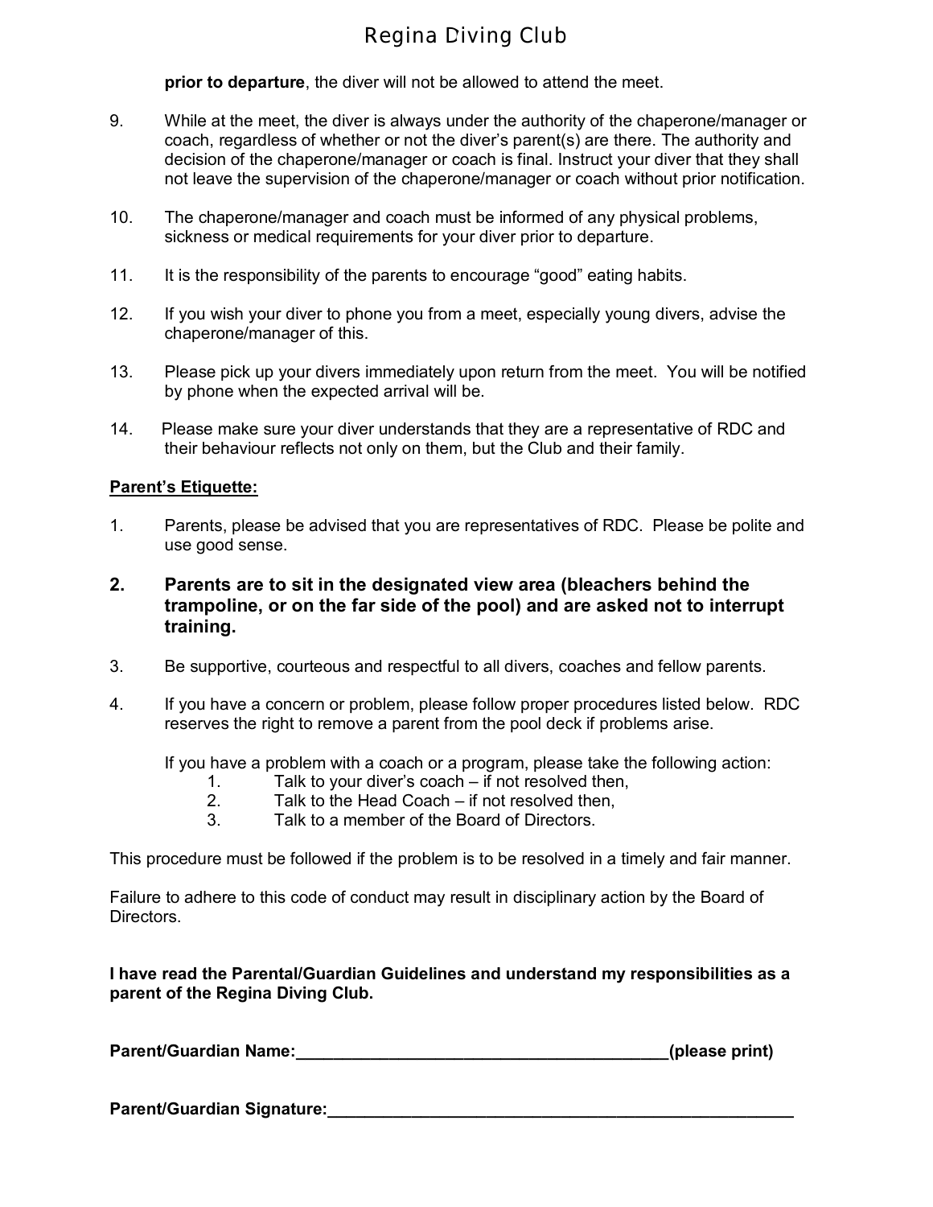**prior to departure**, the diver will not be allowed to attend the meet.

9. While at the meet, the diver is always under the authority of the chaperone/manager or coach, regardless of whether or not the diver's parent(s) are there. The authority and decision of the chaperone/manager or coach is final. Instruct your diver that they shall not leave the supervision of the chaperone/manager or coach without prior notification.

10. The chaperone/manager and coach must be informed of any physical problems, sickness or medical requirements for your diver prior to departure.

11. It is the responsibility of the parents to encourage "good" eating habits.

12. If you wish your diver to phone you from a meet, especially young divers, advise the chaperone/manager of this.

13. Please pick up your divers immediately upon return from the meet. You will be notified by phone when the expected arrival will be.

14. Please make sure your diver understands that they are a representative of RDC and their behaviour reflects not only on them, but the Club and their family.

**Parent's Etiquette:**

1. Parents, please be advised that you are representatives of RDC. Please be polite and use good sense.

2. **Parents are to sit in the designated view area (bleachers behind the trampoline, or on the far side of the pool) and are asked not to interrupt training.**

3. Be supportive, courteous and respectful to all divers, coaches and fellow parents.

4. If you have a concern or problem, please follow proper procedures listed below. RDC reserves the right to remove a parent from the pool deck if problems arise.

   If you have a problem with a coach or a program, please take the following action:
   1. Talk to your diver's coach – if not resolved then,
   2. Talk to the Head Coach – if not resolved then,
   3. Talk to a member of the Board of Directors.

This procedure must be followed if the problem is to be resolved in a timely and fair manner.

Failure to adhere to this code of conduct may result in disciplinary action by the Board of Directors.

**I have read the Parental/Guardian Guidelines and understand my responsibilities as a parent of the Regina Diving Club.**

**Parent/Guardian Name:________________________________________(please print)**

**Parent/Guardian Signature:_____________________________________________________**